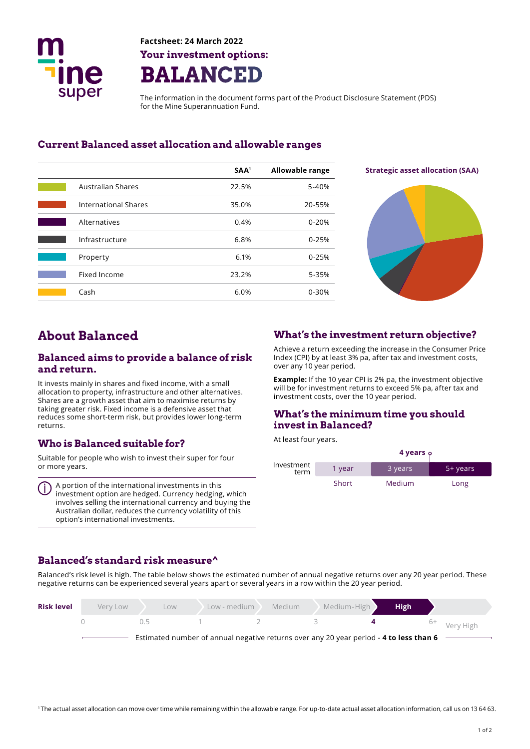Factsheet: 24 March 2022

## Your investment options:

# BALANCED

The information in the document forms part of the Product Disclosure Statement (PDS) for the Mine Superannuation Fund.

## Current Balanced asset allocation and allowable ranges

| | SAA[1] | Allowable range |
|---|---|---|
| Australian Shares | 22.5% | 5-40% |
| International Shares | 35.0% | 20-55% |
| Alternatives | 0.4% | 0-20% |
| Infrastructure | 6.8% | 0-25% |
| Property | 6.1% | 0-25% |
| Fixed Income | 23.2% | 5-35% |
| Cash | 6.0% | 0-30% |

Strategic asset allocation (SAA)

## About Balanced

### Balanced aims to provide a balance of risk and return.

It invests mainly in shares and fixed income, with a small allocation to property, infrastructure and other alternatives. Shares are a growth asset that aim to maximise returns by taking greater risk. Fixed income is a defensive asset that reduces some short-term risk, but provides lower long-term returns.

### Who is Balanced suitable for?

Suitable for people who wish to invest their super for four or more years.

A portion of the international investments in this investment option are hedged. Currency hedging, which involves selling the international currency and buying the Australian dollar, reduces the currency volatility of this option's international investments.

## What's the investment return objective?

Achieve a return exceeding the increase in the Consumer Price Index (CPI) by at least 3% pa, after tax and investment costs, over any 10 year period.

**Example:** If the 10 year CPI is 2% pa, the investment objective will be for investment returns to exceed 5% pa, after tax and investment costs, over the 10 year period.

## What's the minimum time you should invest in Balanced?

At least four years.

**4 years**

| Investment term | 1 year | 3 years | 5+ years |
|---|---|---|---|
| | Short | Medium | Long |

## Balanced's standard risk measure^

Balanced's risk level is high. The table below shows the estimated number of annual negative returns over any 20 year period. These negative returns can be experienced several years apart or several years in a row within the 20 year period.

| Risk level | Very Low | Low | Low - medium | Medium | Medium-High | **High** | Very High |
|---|---|---|---|---|---|---|---|
| | 0 | 0.5 | 1 | 2 | 3 | **4** | 6+ |

Estimated number of annual negative returns over any 20 year period - **4 to less than 6**

[1] The actual asset allocation can move over time while remaining within the allowable range. For up-to-date actual asset allocation information, call us on 13 64 63.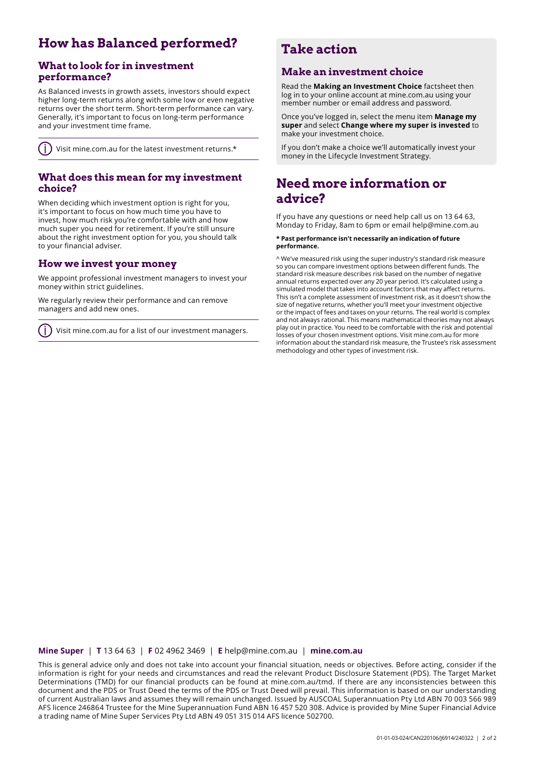# How has Balanced performed?

## What to look for in investment performance?

As Balanced invests in growth assets, investors should expect higher long-term returns along with some low or even negative returns over the short term. Short-term performance can vary. Generally, it's important to focus on long-term performance and your investment time frame.

Visit mine.com.au for the latest investment returns.*

## What does this mean for my investment choice?

When deciding which investment option is right for you, it's important to focus on how much time you have to invest, how much risk you're comfortable with and how much super you need for retirement. If you're still unsure about the right investment option for you, you should talk to your financial adviser.

## How we invest your money

We appoint professional investment managers to invest your money within strict guidelines.

We regularly review their performance and can remove managers and add new ones.

Visit mine.com.au for a list of our investment managers.

# Take action

## Make an investment choice

Read the **Making an Investment Choice** factsheet then log in to your online account at mine.com.au using your member number or email address and password.

Once you've logged in, select the menu item **Manage my super** and select **Change where my super is invested** to make your investment choice.

If you don't make a choice we'll automatically invest your money in the Lifecycle Investment Strategy.

# Need more information or advice?

If you have any questions or need help call us on 13 64 63, Monday to Friday, 8am to 6pm or email help@mine.com.au

**\* Past performance isn't necessarily an indication of future performance.**

^ We've measured risk using the super industry's standard risk measure so you can compare investment options between different funds. The standard risk measure describes risk based on the number of negative annual returns expected over any 20 year period. It's calculated using a simulated model that takes into account factors that may affect returns. This isn't a complete assessment of investment risk, as it doesn't show the size of negative returns, whether you'll meet your investment objective or the impact of fees and taxes on your returns. The real world is complex and not always rational. This means mathematical theories may not always play out in practice. You need to be comfortable with the risk and potential losses of your chosen investment options. Visit mine.com.au for more information about the standard risk measure, the Trustee's risk assessment methodology and other types of investment risk.

**Mine Super** | **T** 13 64 63 | **F** 02 4962 3469 | **E** help@mine.com.au | **mine.com.au**

This is general advice only and does not take into account your financial situation, needs or objectives. Before acting, consider if the information is right for your needs and circumstances and read the relevant Product Disclosure Statement (PDS). The Target Market Determinations (TMD) for our financial products can be found at mine.com.au/tmd. If there are any inconsistencies between this document and the PDS or Trust Deed the terms of the PDS or Trust Deed will prevail. This information is based on our understanding of current Australian laws and assumes they will remain unchanged. Issued by AUSCOAL Superannuation Pty Ltd ABN 70 003 566 989 AFS licence 246864 Trustee for the Mine Superannuation Fund ABN 16 457 520 308. Advice is provided by Mine Super Financial Advice a trading name of Mine Super Services Pty Ltd ABN 49 051 315 014 AFS licence 502700.

01-01-03-024/CAN220106/J6914/240322